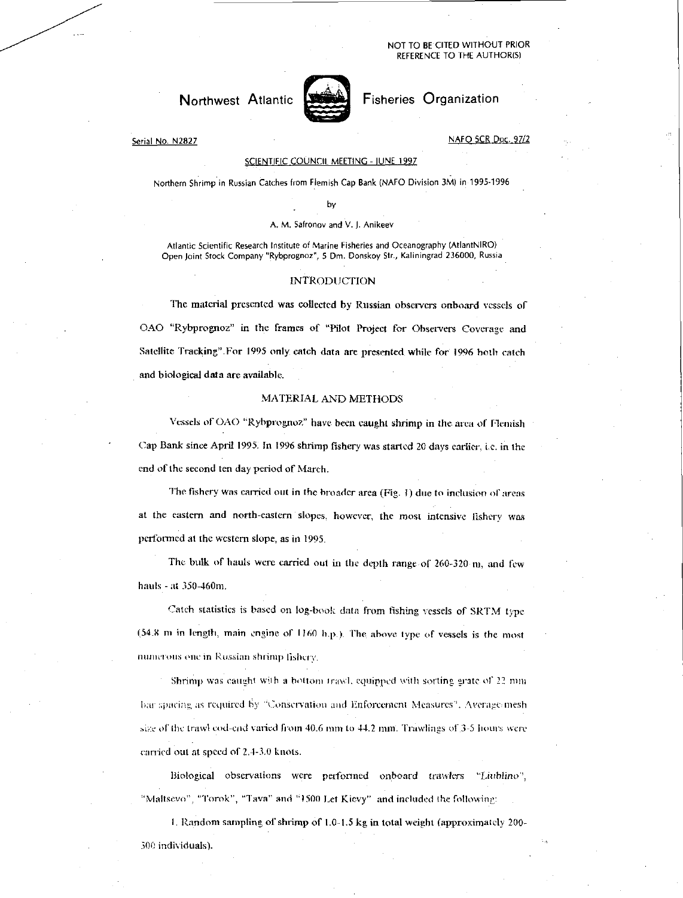NOT TO BE CITED WITHOUT PRIOR REFERENCE TO THE AUTHOR(S)

# Northwest Atlantic Fisheries Organization

Serial No. N2827 — NAFO SCR Doc. 97/2

SCIENTIFIC COUNCIL MEETING - JUNE 1997

## Northern Shrimp in Russian Catches from Flemish Cap Bank (NAFO Division 3M) in 1995-1996

by

A. M. Safronov and V. J. Anikeev

Atlantic Scientific Research Institute of Marine Fisheries and Oceanography (AtlantNIRO)
Open Joint Stock Company "Rybprognoz", 5 Dm. Donskoy Str., Kaliningrad 236000, Russia

## INTRODUCTION

The material presented was collected by Russian observers onboard vessels of OAO "Rybprognoz" in the frames of "Pilot Project for Observers Coverage and Satellite Tracking". For 1995 only catch data are presented while for 1996 both catch and biological data are available.

## MATERIAL AND METHODS

Vessels of OAO "Rybprognoz" have been caught shrimp in the area of Flemish Cap Bank since April 1995. In 1996 shrimp fishery was started 20 days earlier, i.e. in the end of the second ten day period of March.

The fishery was carried out in the broader area (Fig. 1) due to inclusion of areas at the eastern and north-eastern slopes, however, the most intensive fishery was performed at the western slope, as in 1995.

The bulk of hauls were carried out in the depth range of 260-320 m, and few hauls - at 350-460m.

Catch statistics is based on log-book data from fishing vessels of SRTM type (54.8 m in length, main engine of 1160 h.p.). The above type of vessels is the most numerous one in Russian shrimp fishery.

Shrimp was caught with a bottom trawl, equipped with sorting grate of 22 mm bar spacing as required by "Conservation and Enforcement Measures". Average mesh size of the trawl cod-end varied from 40.6 mm to 44.2 mm. Trawlings of 3-5 hours were carried out at speed of 2.4-3.0 knots.

Biological observations were performed onboard trawlers "*Liublino*", "Maltsevo", "Torok", "Tava" and "1500 Let Kievy" and included the following:

1. Random sampling of shrimp of 1.0-1.5 kg in total weight (approximately 200-300 individuals).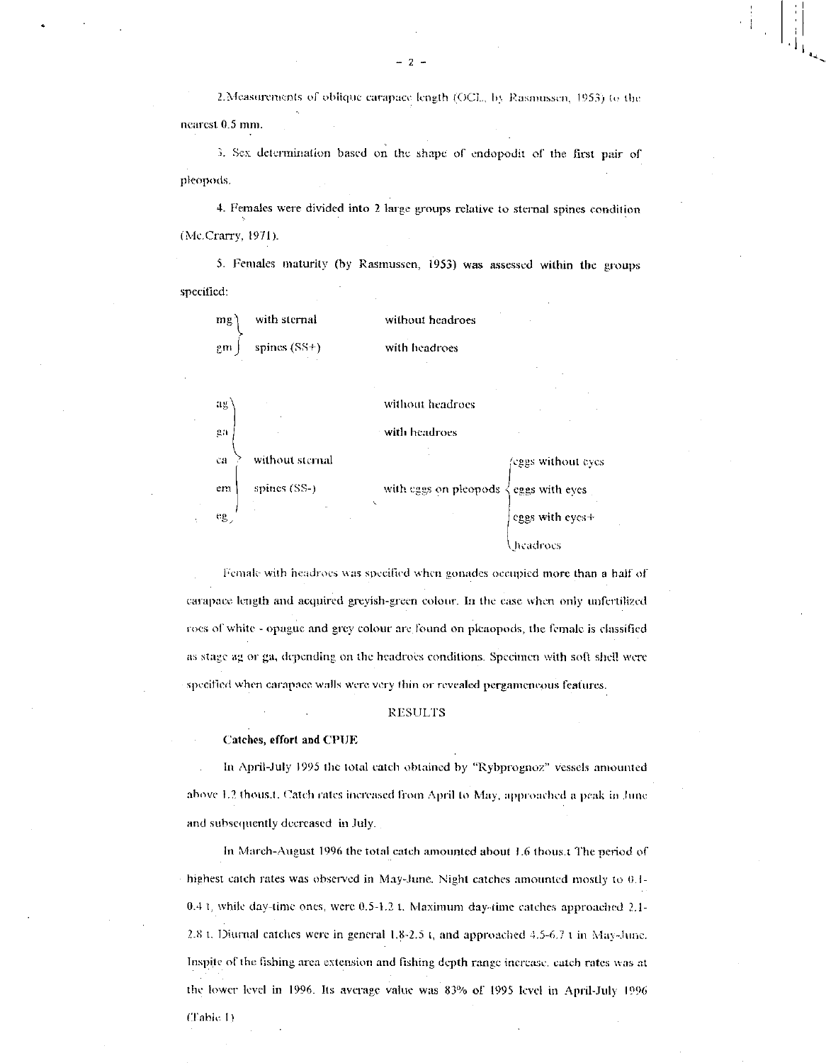2. Measurements of oblique carapace length (OCL, by Rasmussen, 1953) to the nearest 0.5 mm.

3. Sex determination based on the shape of endopodit of the first pair of pleopods.

4. Females were divided into 2 large groups relative to sternal spines condition (Mc.Crarry, 1971).

5. Females maturity (by Rasmussen, 1953) was assessed within the groups specified:

| Stage | Group | Condition | |
|---|---|---|---|
| mg | with sternal spines (SS+) | without headroes | |
| gm | | with headroes | |
| ag | without sternal spines (SS-) | without headroes | |
| ga | | with headroes | |
| ca | | with eggs on pleopods | eggs without eyes |
| em | | | eggs with eyes |
| eg | | | eggs with eyes+ headroes |

Female with headroes was specified when gonades occupied more than a half of carapace length and acquired greyish-green colour. In the case when only unfertilized roes of white - opague and grey colour are found on pleaopods, the female is classified as stage ag or ga, depending on the headroes conditions. Specimen with soft shell were specified when carapace walls were very thin or revealed pergameneous features.

## RESULTS

### Catches, effort and CPUE

In April-July 1995 the total catch obtained by "Rybprognoz" vessels amounted above 1.2 thous.t. Catch rates increased from April to May, approached a peak in June and subsequently decreased in July.

In March-August 1996 the total catch amounted about 1.6 thous.t The period of highest catch rates was observed in May-June. Night catches amounted mostly to 0.1-0.4 t, while day-time ones, were 0.5-1.2 t. Maximum day-time catches approached 2.1-2.8 t. Diurnal catches were in general 1.8-2.5 t, and approached 4.5-6.7 t in May-June. Inspite of the fishing area extension and fishing depth range increase, catch rates was at the lower level in 1996. Its average value was 83% of 1995 level in April-July 1996 (Table 1).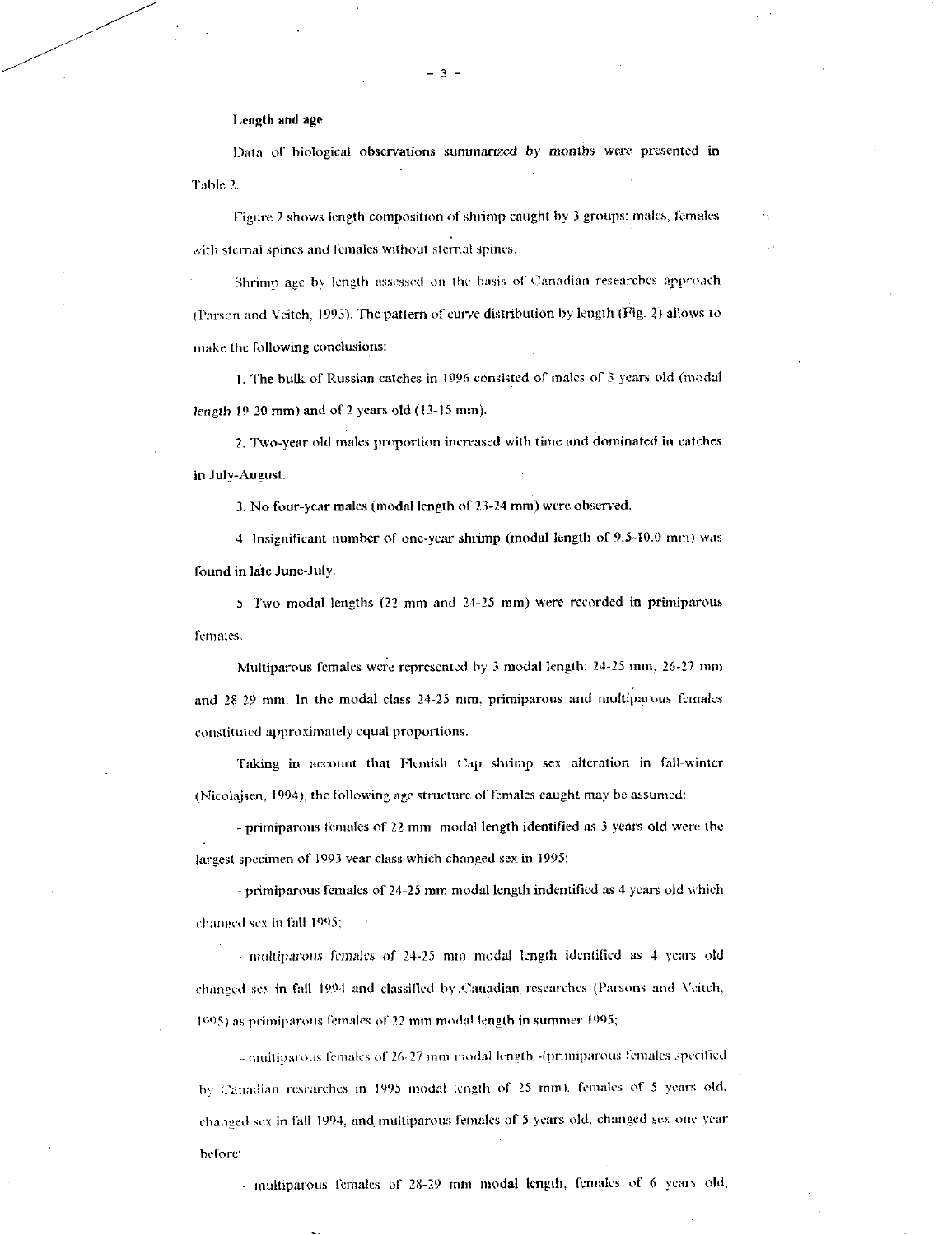**Length and age**

Data of biological observations summarized by months were presented in Table 2.

Figure 2 shows length composition of shrimp caught by 3 groups: males, females with sternal spines and females without sternal spines.

Shrimp age by length assessed on the basis of Canadian researches approach (Parson and Veitch, 1993). The pattern of curve distribution by length (Fig. 2) allows to make the following conclusions:

1. The bulk of Russian catches in 1996 consisted of males of 3 years old (modal length 19-20 mm) and of 2 years old (13-15 mm).

2. Two-year old males proportion increased with time and dominated in catches in July-August.

3. No four-year males (modal length of 23-24 mm) were observed.

4. Insignificant number of one-year shrimp (modal length of 9.5-10.0 mm) was found in late June-July.

5. Two modal lengths (22 mm and 24-25 mm) were recorded in primiparous females.

Multiparous females were represented by 3 modal length: 24-25 mm, 26-27 mm and 28-29 mm. In the modal class 24-25 mm, primiparous and multiparous females constituted approximately equal proportions.

Taking in account that Flemish Cap shrimp sex alteration in fall-winter (Nicolajsen, 1994), the following age structure of females caught may be assumed:

- primiparous females of 22 mm modal length identified as 3 years old were the largest specimen of 1993 year class which changed sex in 1995;

- primiparous females of 24-25 mm modal length indentified as 4 years old which changed sex in fall 1995;

- multiparous females of 24-25 mm modal length identified as 4 years old changed sex in fall 1994 and classified by Canadian researches (Parsons and Veitch, 1995) as primiparous females of 22 mm modal length in summer 1995;

- multiparous females of 26-27 mm modal length -(primiparous females specified by Canadian researches in 1995 modal length of 25 mm), females of 5 years old, changed sex in fall 1994, and multiparous females of 5 years old, changed sex one year before;

- multiparous females of 28-29 mm modal length, females of 6 years old,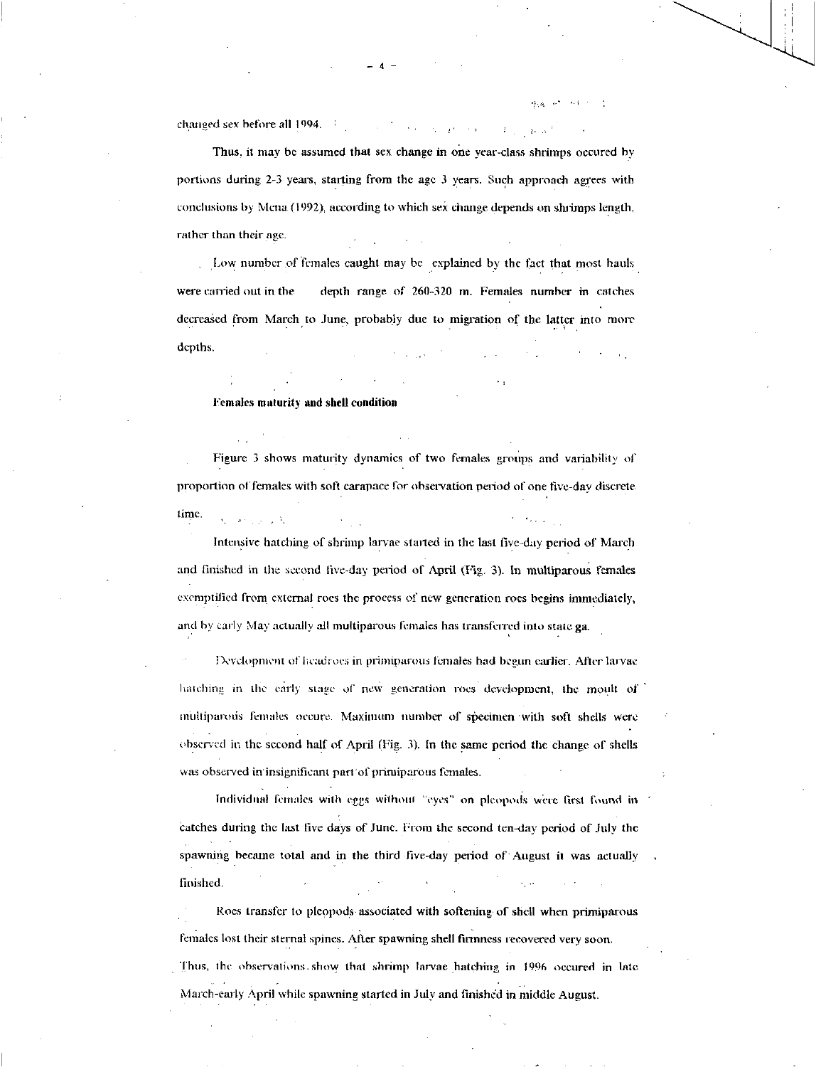changed sex before all 1994.

Thus, it may be assumed that sex change in one year-class shrimps occured by portions during 2-3 years, starting from the age 3 years. Such approach agrees with conclusions by Mena (1992), according to which sex change depends on shrimps length, rather than their age.

Low number of females caught may be explained by the fact that most hauls were carried out in the depth range of 260-320 m. Females number in catches decreased from March to June, probably due to migration of the latter into more depths.

**Females maturity and shell condition**

Figure 3 shows maturity dynamics of two females groups and variability of proportion of females with soft carapace for observation period of one five-day discrete time.

Intensive hatching of shrimp larvae started in the last five-day period of March and finished in the second five-day period of April (Fig. 3). In multiparous females exemptified from external roes the process of new generation roes begins immediately, and by early May actually all multiparous females has transferred into state **ga**.

Development of headroes in primiparous females had begun earlier. After larvae hatching in the early stage of new generation roes development, the moult of multiparous females occure. Maximum number of specimen with soft shells were observed in the second half of April (Fig. 3). In the same period the change of shells was observed in insignificant part of primiparous females.

Individual females with eggs without "eyes" on pleopods were first found in catches during the last five days of June. From the second ten-day period of July the spawning became total and in the third five-day period of August it was actually finished.

Roes transfer to pleopods associated with softening of shell when primiparous females lost their sternal spines. After spawning shell firmness recovered very soon. Thus, the observations show that shrimp larvae hatching in 1996 occured in late March-early April while spawning started in July and finished in middle August.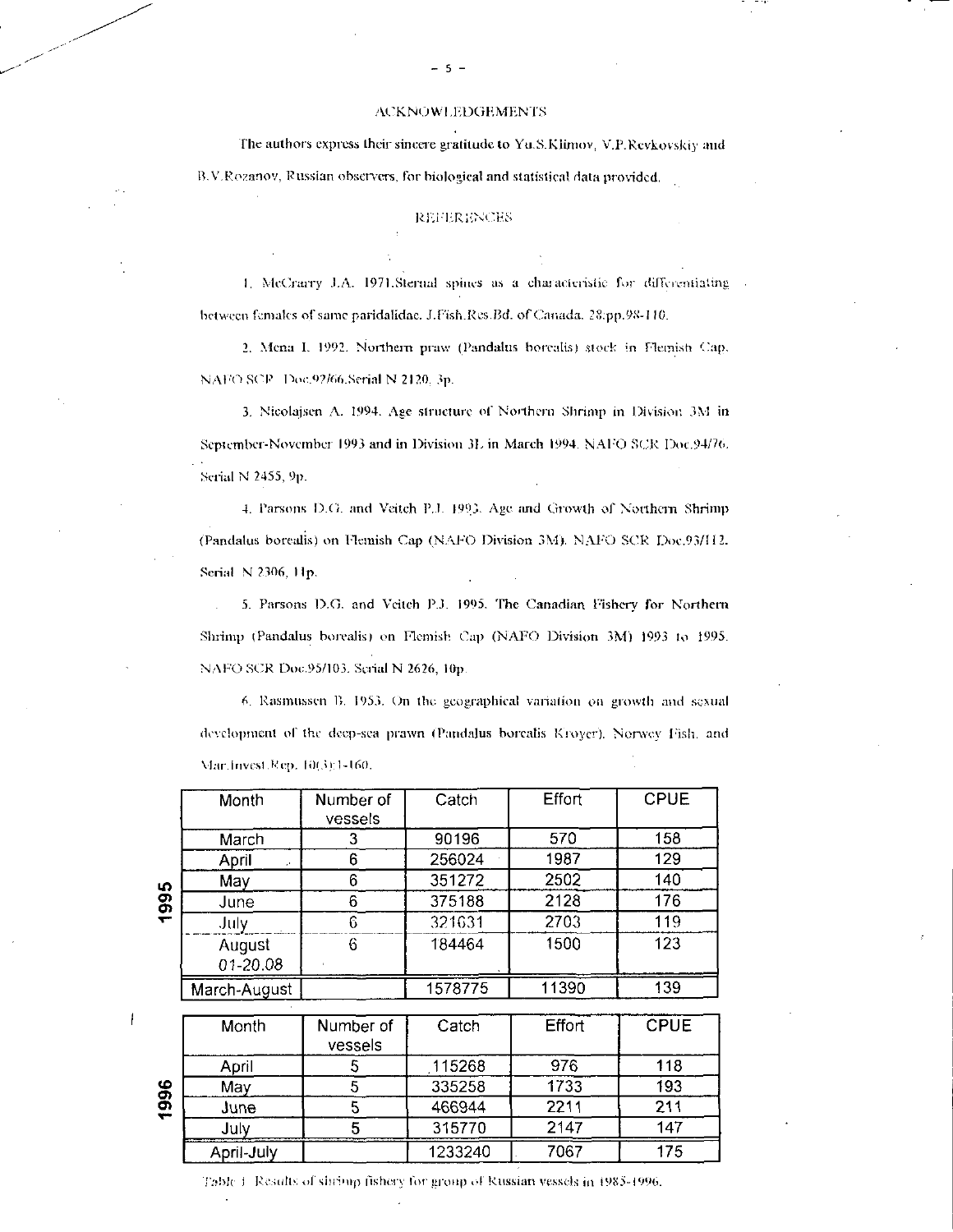## ACKNOWLEDGEMENTS

The authors express their sincere gratitude to Yu.S.Klimov, V.P.Revkovskiy and B.V.Rozanov, Russian observers, for biological and statistical data provided.

## REFERENCES

1. McCrarry J.A. 1971.Sternal spines as a characteristic for differentiating between females of same paridalidae. J.Fish.Res.Bd. of Canada. 28:pp.98-110.

2. Mena I. 1992. Northern praw (Pandalus borealis) stock in Flemish Cap. NAFO SCR Doc.92/66.Serial N 2120, 3p.

3. Nicolajsen A. 1994. Age structure of Northern Shrimp in Division 3M in September-November 1993 and in Division 3L in March 1994. NAFO SCR Doc.94/76. Serial N 2455, 9p.

4. Parsons D.G. and Veitch P.J. 1993. Age and Growth of Northern Shrimp (Pandalus borealis) on Flemish Cap (NAFO Division 3M). NAFO SCR Doc.93/112. Serial N 2306, 11p.

5. Parsons D.G. and Veitch P.J. 1995. The Canadian Fishery for Northern Shrimp (Pandalus borealis) on Flemish Cap (NAFO Division 3M) 1993 to 1995. NAFO SCR Doc.95/103. Serial N 2626, 10p.

6. Rasmussen B. 1953. On the geographical variation on growth and sexual development of the deep-sea prawn (Pandalus borealis Kroyer). Norwey Fish. and Mar.Invest.Rep. 10(3):1-160.

**1995**

| Month | Number of vessels | Catch | Effort | CPUE |
|---|---|---|---|---|
| March | 3 | 90196 | 570 | 158 |
| April | 6 | 256024 | 1987 | 129 |
| May | 6 | 351272 | 2502 | 140 |
| June | 6 | 375188 | 2128 | 176 |
| July | 6 | 321631 | 2703 | 119 |
| August 01-20.08 | 6 | 184464 | 1500 | 123 |
| March-August | | 1578775 | 11390 | 139 |

**1996**

| Month | Number of vessels | Catch | Effort | CPUE |
|---|---|---|---|---|
| April | 5 | 115268 | 976 | 118 |
| May | 5 | 335258 | 1733 | 193 |
| June | 5 | 466944 | 2211 | 211 |
| July | 5 | 315770 | 2147 | 147 |
| April-July | | 1233240 | 7067 | 175 |

Table 1. Results of shrimp fishery for group of Russian vessels in 1985-1996.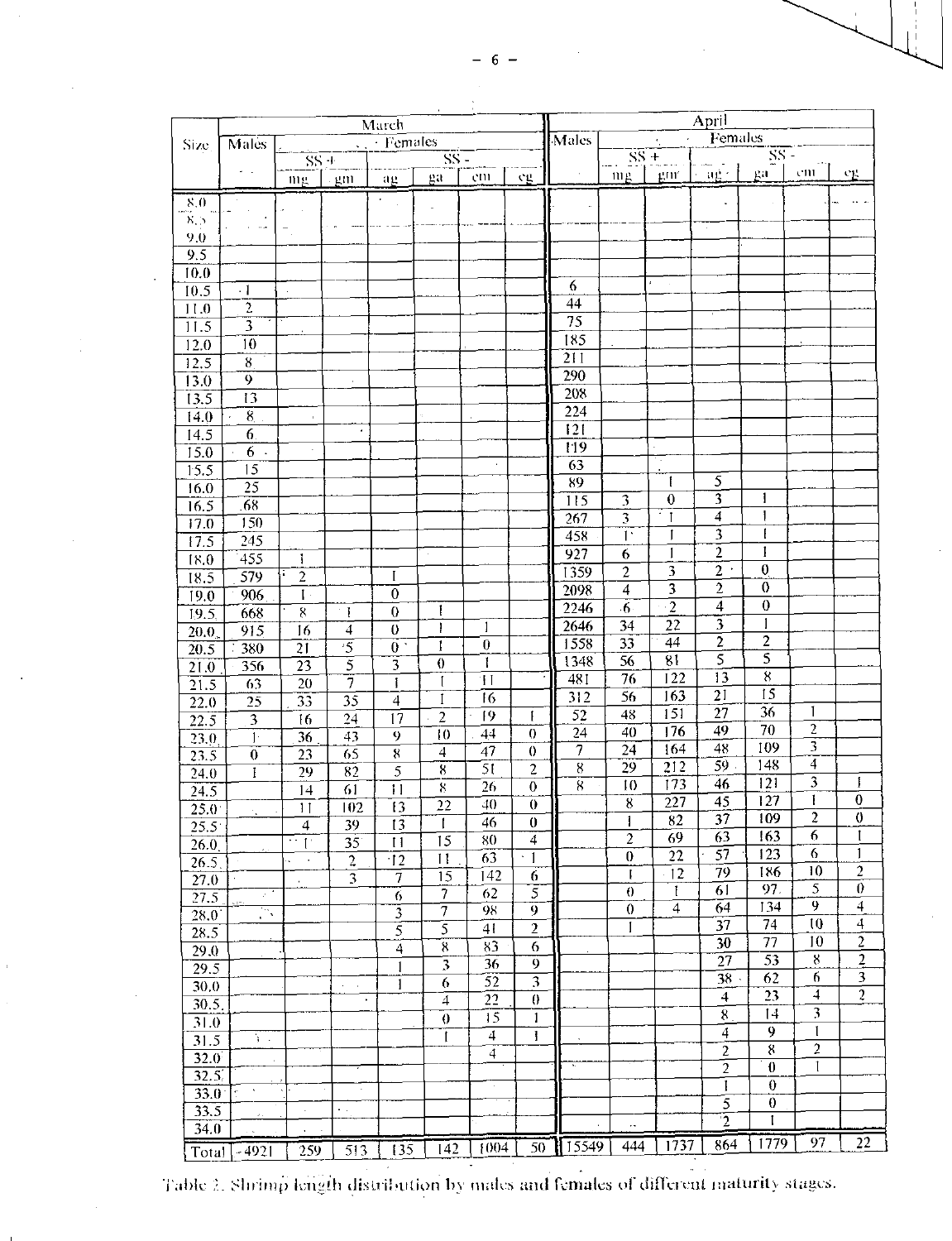| Size | March | | | | | | | | April | | | | | | | |
|---|---|---|---|---|---|---|---|---|---|---|---|---|---|---|---|---|
| | Males | Females | | | | | | | Males | Females | | | | | | |
| | | SS + | | SS - | | | | | | SS + | | SS - | | | | |
| | | mg | gm | ag | ga | em | eg | | | mg | gm | ag | ga | em | eg |
| 8.0 | | | | | | | | | | | | | | | |
| 8.5 | | | | | | | | | | | | | | | |
| 9.0 | | | | | | | | | | | | | | | |
| 9.5 | | | | | | | | | | | | | | | |
| 10.0 | | | | | | | | | | | | | | | |
| 10.5 | 1 | | | | | | | 6 | | | | | | |
| 11.0 | 2 | | | | | | | 44 | | | | | | |
| 11.5 | 3 | | | | | | | 75 | | | | | | |
| 12.0 | 10 | | | | | | | 185 | | | | | | |
| 12.5 | 8 | | | | | | | 211 | | | | | | |
| 13.0 | 9 | | | | | | | 290 | | | | | | |
| 13.5 | 13 | | | | | | | 208 | | | | | | |
| 14.0 | 8 | | | | | | | 224 | | | | | | |
| 14.5 | 6 | | | | | | | 121 | | | | | | |
| 15.0 | 6 | | | | | | | 119 | | | | | | |
| 15.5 | 15 | | | | | | | 63 | | | | | | |
| 16.0 | 25 | | | | | | | 89 | | 1 | 5 | | | |
| 16.5 | 68 | | | | | | | 115 | 3 | 0 | 3 | 1 | | |
| 17.0 | 150 | | | | | | | 267 | 3 | 1 | 4 | 1 | | |
| 17.5 | 245 | | | | | | | 458 | 1 | 1 | 3 | 1 | | |
| 18.0 | 455 | 1 | | | | | | 927 | 6 | 1 | 2 | 1 | | |
| 18.5 | 579 | 2 | | 1 | | | | 1359 | 2 | 3 | 2 | 0 | | |
| 19.0 | 906 | 1 | | 0 | | | | 2098 | 4 | 3 | 2 | 0 | | |
| 19.5 | 668 | 8 | 1 | 0 | 1 | | | 2246 | 6 | 2 | 4 | 0 | | |
| 20.0 | 915 | 16 | 4 | 0 | 1 | 1 | | 2646 | 34 | 22 | 3 | 1 | | |
| 20.5 | 380 | 21 | 5 | 0 | 1 | 0 | | 1558 | 33 | 44 | 2 | 2 | | |
| 21.0 | 356 | 23 | 5 | 3 | 0 | 1 | | 1348 | 56 | 81 | 5 | 5 | | |
| 21.5 | 63 | 20 | 7 | 1 | 1 | 11 | | 481 | 76 | 122 | 13 | 8 | | |
| 22.0 | 25 | 33 | 35 | 4 | 1 | 16 | | 312 | 56 | 163 | 21 | 15 | | |
| 22.5 | 3 | 16 | 24 | 17 | 2 | 19 | 1 | 52 | 48 | 151 | 27 | 36 | 1 | |
| 23.0 | 1 | 36 | 43 | 9 | 10 | 44 | 0 | 24 | 40 | 176 | 49 | 70 | 2 | |
| 23.5 | 0 | 23 | 65 | 8 | 4 | 47 | 0 | 7 | 24 | 164 | 48 | 109 | 3 | |
| 24.0 | 1 | 29 | 82 | 5 | 8 | 51 | 2 | 8 | 29 | 212 | 59 | 148 | 4 | |
| 24.5 | | 14 | 61 | 11 | 8 | 26 | 0 | 8 | 10 | 173 | 46 | 121 | 3 | 1 |
| 25.0 | | 11 | 102 | 13 | 22 | 40 | 0 | | 8 | 227 | 45 | 127 | 1 | 0 |
| 25.5 | | 4 | 39 | 13 | 1 | 46 | 0 | | 1 | 82 | 37 | 109 | 2 | 0 |
| 26.0 | | 1 | 35 | 11 | 15 | 80 | 4 | | 2 | 69 | 63 | 163 | 6 | 1 |
| 26.5 | | | 2 | 12 | 11 | 63 | 1 | | 0 | 22 | 57 | 123 | 6 | 1 |
| 27.0 | | | 3 | 7 | 15 | 142 | 6 | | 1 | 12 | 79 | 186 | 10 | 2 |
| 27.5 | | | | 6 | 7 | 62 | 5 | | 0 | 1 | 61 | 97 | 5 | 0 |
| 28.0 | | | | 3 | 7 | 98 | 9 | | 0 | 4 | 64 | 134 | 9 | 4 |
| 28.5 | | | | 5 | 5 | 41 | 2 | | 1 | | 37 | 74 | 10 | 4 |
| 29.0 | | | | 4 | 8 | 83 | 6 | | | | 30 | 77 | 10 | 2 |
| 29.5 | | | | 1 | 3 | 36 | 9 | | | | 27 | 53 | 8 | 2 |
| 30.0 | | | | 1 | 6 | 52 | 3 | | | | 38 | 62 | 6 | 3 |
| 30.5 | | | | | 4 | 22 | 0 | | | | 4 | 23 | 4 | 2 |
| 31.0 | | | | | 0 | 15 | 1 | | | | 8 | 14 | 3 | |
| 31.5 | | | | | 1 | 4 | 1 | | | | 4 | 9 | 1 | |
| 32.0 | | | | | | 4 | | | | | 2 | 8 | 2 | |
| 32.5 | | | | | | | | | | | 2 | 0 | 1 | |
| 33.0 | | | | | | | | | | | 1 | 0 | | |
| 33.5 | | | | | | | | | | | 5 | 0 | | |
| 34.0 | | | | | | | | | | | 2 | 1 | | |
| Total | 4921 | 259 | 513 | 135 | 142 | 1004 | 50 | 15549 | 444 | 1737 | 864 | 1779 | 97 | 22 |

Table 2. Shrimp length distribution by males and females of different maturity stages.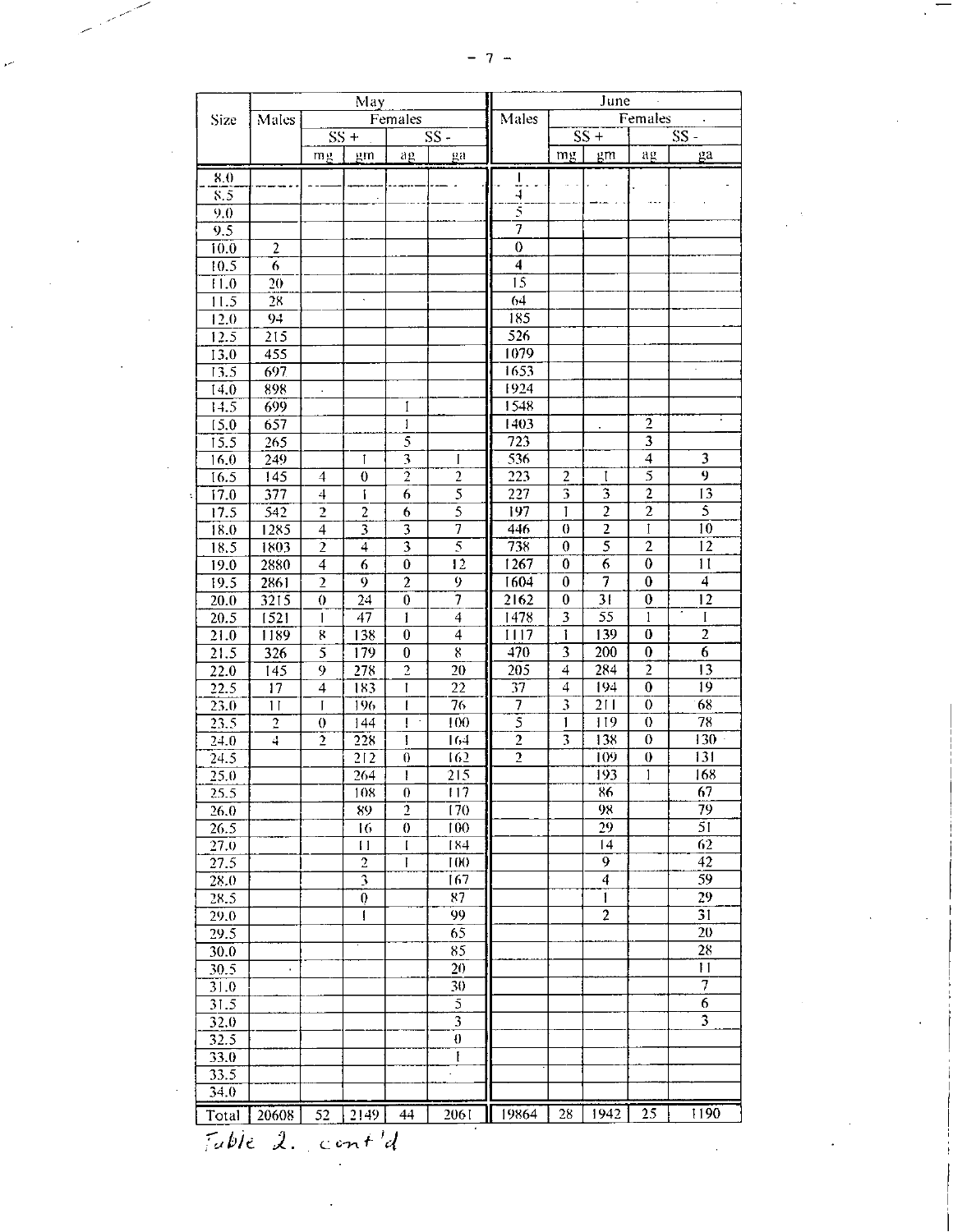| Size | May | | | | | June | | | | |
|---|---|---|---|---|---|---|---|---|---|---|
| | Males | Females | | | | Males | Females | | | |
| | | SS + | | SS - | | | SS + | | SS - | |
| | | mg | gm | ag | ga | | mg | gm | ag | ga |
| 8.0 | | | | | | 1 | | | | |
| 8.5 | | | | | | 4 | | | | |
| 9.0 | | | | | | 5 | | | | |
| 9.5 | | | | | | 7 | | | | |
| 10.0 | 2 | | | | | 0 | | | | |
| 10.5 | 6 | | | | | 4 | | | | |
| 11.0 | 20 | | | | | 15 | | | | |
| 11.5 | 28 | | | | | 64 | | | | |
| 12.0 | 94 | | | | | 185 | | | | |
| 12.5 | 215 | | | | | 526 | | | | |
| 13.0 | 455 | | | | | 1079 | | | | |
| 13.5 | 697 | | | | | 1653 | | | | |
| 14.0 | 898 | | | | | 1924 | | | | |
| 14.5 | 699 | | | 1 | | 1548 | | | | |
| 15.0 | 657 | | | 1 | | 1403 | | | 2 | |
| 15.5 | 265 | | | 5 | | 723 | | | 3 | |
| 16.0 | 249 | | 1 | 3 | 1 | 536 | | | 4 | 3 |
| 16.5 | 145 | 4 | 0 | 2 | 2 | 223 | 2 | 1 | 5 | 9 |
| 17.0 | 377 | 4 | 1 | 6 | 5 | 227 | 3 | 3 | 2 | 13 |
| 17.5 | 542 | 2 | 2 | 6 | 5 | 197 | 1 | 2 | 2 | 5 |
| 18.0 | 1285 | 4 | 3 | 3 | 7 | 446 | 0 | 2 | 1 | 10 |
| 18.5 | 1803 | 2 | 4 | 3 | 5 | 738 | 0 | 5 | 2 | 12 |
| 19.0 | 2880 | 4 | 6 | 0 | 12 | 1267 | 0 | 6 | 0 | 11 |
| 19.5 | 2861 | 2 | 9 | 2 | 9 | 1604 | 0 | 7 | 0 | 4 |
| 20.0 | 3215 | 0 | 24 | 0 | 7 | 2162 | 0 | 31 | 0 | 12 |
| 20.5 | 1521 | 1 | 47 | 1 | 4 | 1478 | 3 | 55 | 1 | 1 |
| 21.0 | 1189 | 8 | 138 | 0 | 4 | 1117 | 1 | 139 | 0 | 2 |
| 21.5 | 326 | 5 | 179 | 0 | 8 | 470 | 3 | 200 | 0 | 6 |
| 22.0 | 145 | 9 | 278 | 2 | 20 | 205 | 4 | 284 | 2 | 13 |
| 22.5 | 17 | 4 | 183 | 1 | 22 | 37 | 4 | 194 | 0 | 19 |
| 23.0 | 11 | 1 | 196 | 1 | 76 | 7 | 3 | 211 | 0 | 68 |
| 23.5 | 2 | 0 | 144 | 1 | 100 | 5 | 1 | 119 | 0 | 78 |
| 24.0 | 4 | 2 | 228 | 1 | 164 | 2 | 3 | 138 | 0 | 130 |
| 24.5 | | | 212 | 0 | 162 | 2 | | 109 | 0 | 131 |
| 25.0 | | | 264 | 1 | 215 | | | 193 | 1 | 168 |
| 25.5 | | | 108 | 0 | 117 | | | 86 | | 67 |
| 26.0 | | | 89 | 2 | 170 | | | 98 | | 79 |
| 26.5 | | | 16 | 0 | 100 | | | 29 | | 51 |
| 27.0 | | | 11 | 1 | 184 | | | 14 | | 62 |
| 27.5 | | | 2 | 1 | 100 | | | 9 | | 42 |
| 28.0 | | | 3 | | 167 | | | 4 | | 59 |
| 28.5 | | | 0 | | 87 | | | 1 | | 29 |
| 29.0 | | | 1 | | 99 | | | 2 | | 31 |
| 29.5 | | | | | 65 | | | | | 20 |
| 30.0 | | | | | 85 | | | | | 28 |
| 30.5 | | | | | 20 | | | | | 11 |
| 31.0 | | | | | 30 | | | | | 7 |
| 31.5 | | | | | 5 | | | | | 6 |
| 32.0 | | | | | 3 | | | | | 3 |
| 32.5 | | | | | 0 | | | | | |
| 33.0 | | | | | 1 | | | | | |
| 33.5 | | | | | | | | | | |
| 34.0 | | | | | | | | | | |
| Total | 20608 | 52 | 2149 | 44 | 2061 | 19864 | 28 | 1942 | 25 | 1190 |

Table 2. cont'd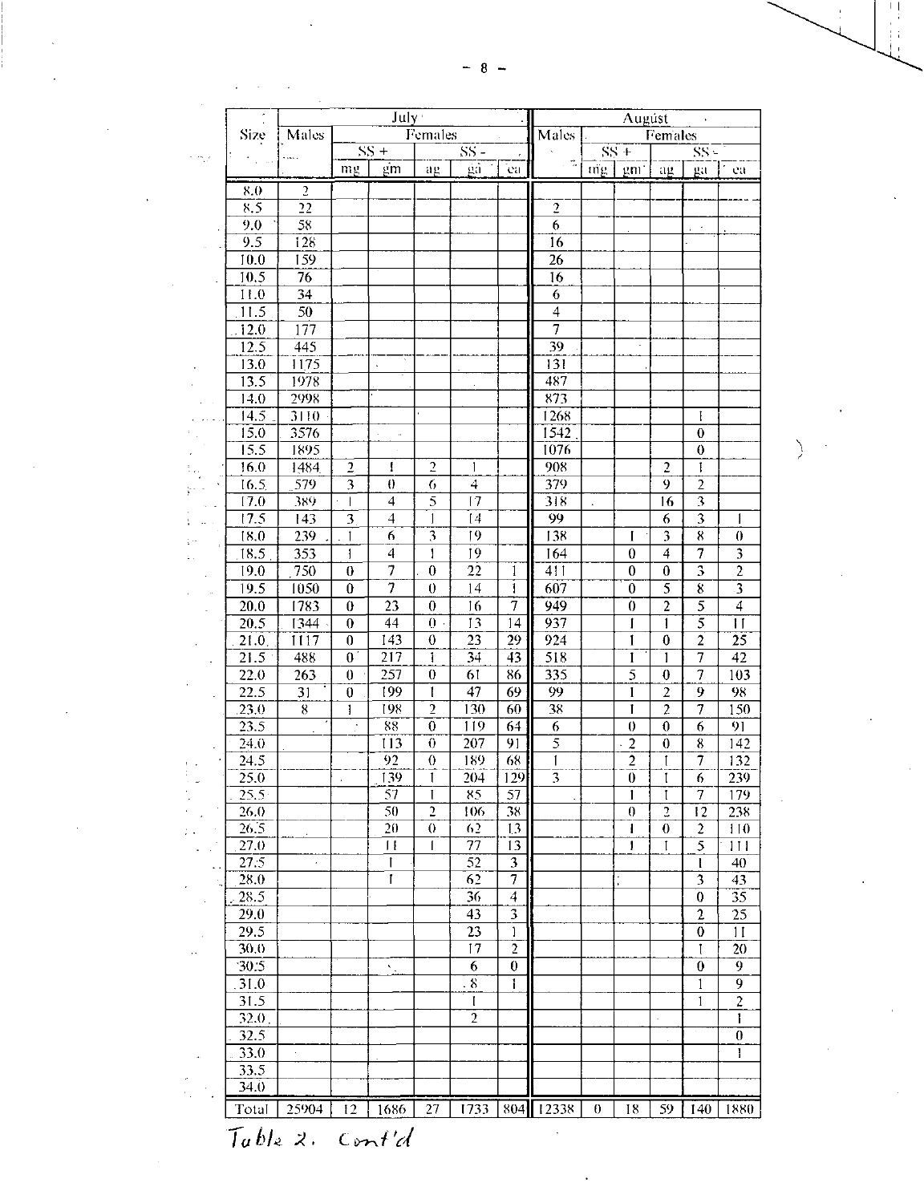| Size | July | | | | | | August | | | | | |
|---|---|---|---|---|---|---|---|---|---|---|---|---|
| | Males | Females | | | | | Males | Females | | | | |
| | | SS + | | SS - | | | | SS + | | SS - | | |
| | | mg | gm | ag | ga | ea | | mg | gm | ag | ga | ea |
| 8.0 | 2 | | | | | | | | | | | |
| 8.5 | 22 | | | | | | 2 | | | | | |
| 9.0 | 58 | | | | | | 6 | | | | | |
| 9.5 | 128 | | | | | | 16 | | | | | |
| 10.0 | 159 | | | | | | 26 | | | | | |
| 10.5 | 76 | | | | | | 16 | | | | | |
| 11.0 | 34 | | | | | | 6 | | | | | |
| 11.5 | 50 | | | | | | 4 | | | | | |
| 12.0 | 177 | | | | | | 7 | | | | | |
| 12.5 | 445 | | | | | | 39 | | | | | |
| 13.0 | 1175 | | | | | | 131 | | | | | |
| 13.5 | 1978 | | | | | | 487 | | | | | |
| 14.0 | 2998 | | | | | | 873 | | | | | |
| 14.5 | 3110 | | | | | | 1268 | | | | 1 | |
| 15.0 | 3576 | | | | | | 1542 | | | | 0 | |
| 15.5 | 1895 | | | | | | 1076 | | | | 0 | |
| 16.0 | 1484 | 2 | 1 | 2 | 1 | | 908 | | | 2 | 1 | |
| 16.5 | 579 | 3 | 0 | 6 | 4 | | 379 | | | 9 | 2 | |
| 17.0 | 389 | 1 | 4 | 5 | 17 | | 318 | | | 16 | 3 | |
| 17.5 | 143 | 3 | 4 | 1 | 14 | | 99 | | | 6 | 3 | 1 |
| 18.0 | 239 | 1 | 6 | 3 | 19 | | 138 | | 1 | 3 | 8 | 0 |
| 18.5 | 353 | 1 | 4 | 1 | 19 | | 164 | | 0 | 4 | 7 | 3 |
| 19.0 | 750 | 0 | 7 | 0 | 22 | 1 | 411 | | 0 | 0 | 3 | 2 |
| 19.5 | 1050 | 0 | 7 | 0 | 14 | 1 | 607 | | 0 | 5 | 8 | 3 |
| 20.0 | 1783 | 0 | 23 | 0 | 16 | 7 | 949 | | 0 | 2 | 5 | 4 |
| 20.5 | 1344 | 0 | 44 | 0 | 13 | 14 | 937 | | 1 | 1 | 5 | 11 |
| 21.0 | 1117 | 0 | 143 | 0 | 23 | 29 | 924 | | 1 | 0 | 2 | 25 |
| 21.5 | 488 | 0 | 217 | 1 | 34 | 43 | 518 | | 1 | 1 | 7 | 42 |
| 22.0 | 263 | 0 | 257 | 0 | 61 | 86 | 335 | | 5 | 0 | 7 | 103 |
| 22.5 | 31 | 0 | 199 | 1 | 47 | 69 | 99 | | 1 | 2 | 9 | 98 |
| 23.0 | 8 | 1 | 198 | 2 | 130 | 60 | 38 | | 1 | 2 | 7 | 150 |
| 23.5 | | | 88 | 0 | 119 | 64 | 6 | | 0 | 0 | 6 | 91 |
| 24.0 | | | 113 | 0 | 207 | 91 | 5 | | 2 | 0 | 8 | 142 |
| 24.5 | | | 92 | 0 | 189 | 68 | 1 | | 2 | 1 | 7 | 132 |
| 25.0 | | | 139 | 1 | 204 | 129 | 3 | | 0 | 1 | 6 | 239 |
| 25.5 | | | 57 | 1 | 85 | 57 | | | 1 | 1 | 7 | 179 |
| 26.0 | | | 50 | 2 | 106 | 38 | | | 0 | 2 | 12 | 238 |
| 26.5 | | | 20 | 0 | 62 | 13 | | | 1 | 0 | 2 | 110 |
| 27.0 | | | 11 | 1 | 77 | 13 | | | 1 | 1 | 5 | 111 |
| 27.5 | | | 1 | | 52 | 3 | | | | | 1 | 40 |
| 28.0 | | | 1 | | 62 | 7 | | | | | 3 | 43 |
| 28.5 | | | | | 36 | 4 | | | | | 0 | 35 |
| 29.0 | | | | | 43 | 3 | | | | | 2 | 25 |
| 29.5 | | | | | 23 | 1 | | | | | 0 | 11 |
| 30.0 | | | | | 17 | 2 | | | | | 1 | 20 |
| 30.5 | | | | | 6 | 0 | | | | | 0 | 9 |
| 31.0 | | | | | 8 | 1 | | | | | 1 | 9 |
| 31.5 | | | | | 1 | | | | | | 1 | 2 |
| 32.0 | | | | | 2 | | | | | | | 1 |
| 32.5 | | | | | | | | | | | | 0 |
| 33.0 | | | | | | | | | | | | 1 |
| 33.5 | | | | | | | | | | | | |
| 34.0 | | | | | | | | | | | | |
| Total | 25904 | 12 | 1686 | 27 | 1733 | 804 | 12338 | 0 | 18 | 59 | 140 | 1880 |

Table 2. Cont'd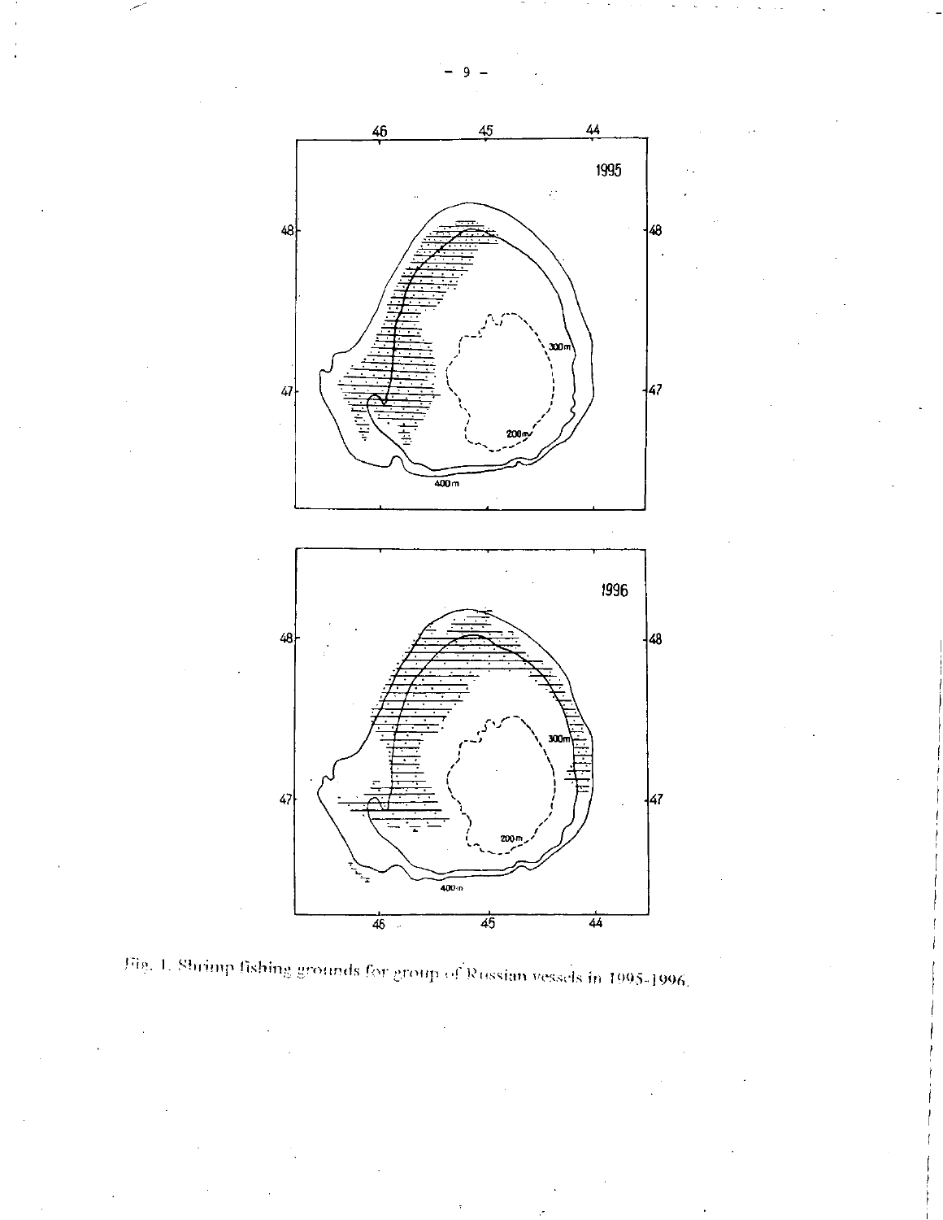Fig. 1. Shrimp fishing grounds for group of Russian vessels in 1995-1996.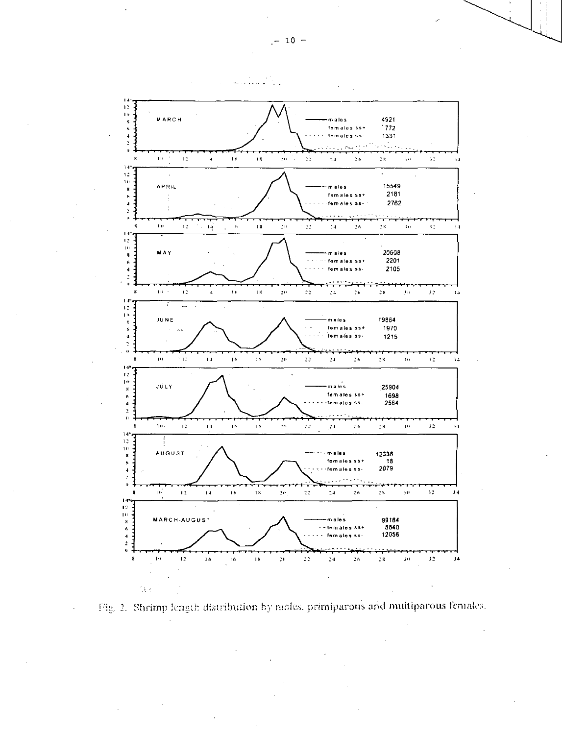Fig. 2. Shrimp length distribution by males, primiparous and multiparous females.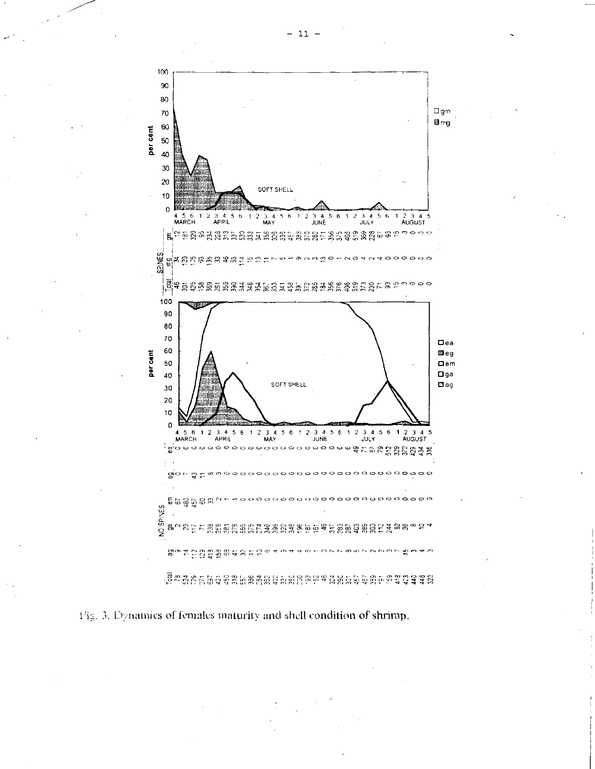100
90
80
70
60
50
40
30
20
10
0

per cent

□gm
▦mg

SOFT SHELL

4 5 6 1 2 3 4 5 6 1 2 3 4 5 6 1 2 3 4 5 6 1 2 3 4 5 6 1 2 3 4 5
MARCH APRIL MAY JUNE JULY AUGUST

SPINES

gm 12 181 320 95 234 228 313 337 530 333 341 356 326 339 457 389 370 282 171 356 375 408 519 369 228 67 93 15 3 0 0 0 0

mg 34 120 105 63 135 33 46 53 114 15 13 11 7 5 1 9 2 3 13 0 1 2 0 4 2 4 0 0 0 0 0 0 0

Total 46 301 425 158 369 261 359 390 644 348 354 367 333 341 458 397 372 265 184 356 376 408 519 373 230 71 93 15 3 0 0 0 0

100
90
80
70
60
50
40
30
20
10
0

per cent

□ea
▥eg
□em
□ga
▦ag

SOFT SHELL

4 5 6 1 2 3 4 5 6 1 2 3 4 5 6 1 2 3 4 5 6 1 2 3 4 5 6 1 2 3 4 5
MARCH APRIL MAY JUNE JULY AUGUST

ea 0 0 0 0 0 0 0 0 0 0 0 0 0 0 0 0 0 0 0 0 0 0 6 49 71 87 79 512 329 372 429 434 316

eg 0 1 43 11 8 3 0 0 0 0 0 0 0 0 0 0 0 0 0 0 0 0 0 0 0 0 0 0 0 0 0 0 0

NO SPINES

em 67 480 457 60 33 2 1 1 0 0 0 0 0 0 0 0 0 0 0 0 0 0 0 0 0 0 0 0 0 0 0 0 0

ga 2 23 117 71 238 268 381 276 556 375 274 346 396 322 345 196 187 161 46 317 283 287 403 389 300 112 244 82 36 8 10 4

ag 9 14 112 129 418 153 68 41 32 11 10 6 4 3 4 4 5 1 0 7 7 8 5 7 2 2 0 7 15 3 3 4 3

Total 78 524 729 271 697 421 450 318 587 386 284 352 400 331 350 200 192 162 46 324 290 301 457 457 399 191 159 418 423 440 448 323

Fig. 3. Dynamics of females maturity and shell condition of shrimp.